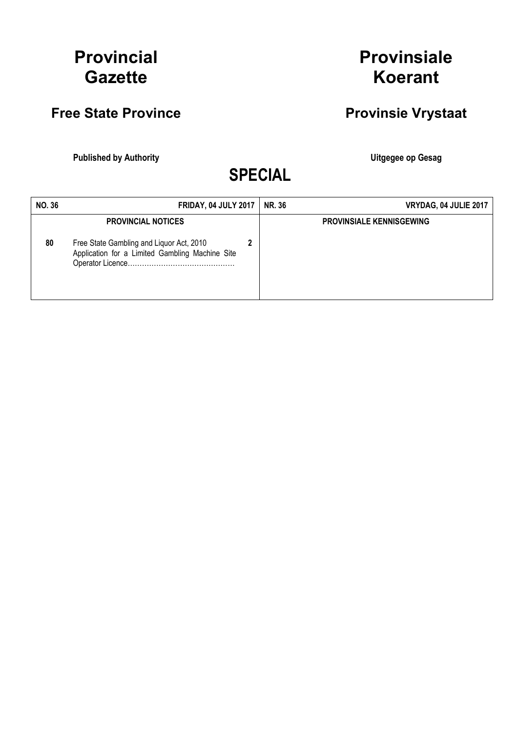# Provincial Gazette

## Free State Province

**Published by Authority**

# Provinsiale Koerant

## Provinsie Vrystaat

**Uitgegee op Gesag**

# SPECIAL

| **NO. 36** | **FRIDAY, 04 JULY 2017** | | **NR. 36** | **VRYDAG, 04 JULIE 2017** |
|---|---|---|---|---|
| | **PROVINCIAL NOTICES** | | | **PROVINSIALE KENNISGEWING** |
| **80** | Free State Gambling and Liquor Act, 2010 Application for a Limited Gambling Machine Site Operator Licence……………………………………… | **2** | | |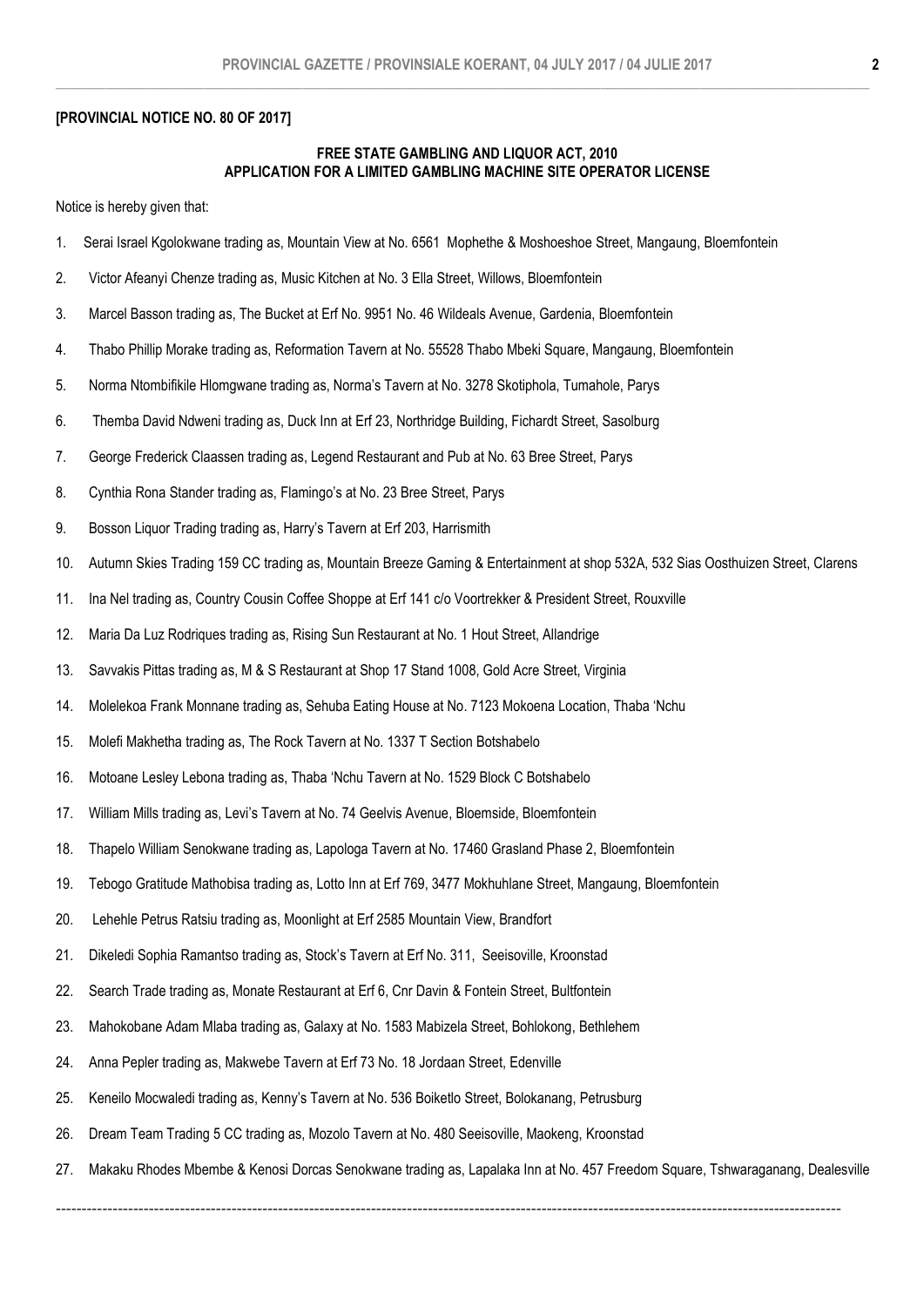**[PROVINCIAL NOTICE NO. 80 OF 2017]**

**FREE STATE GAMBLING AND LIQUOR ACT, 2010**
**APPLICATION FOR A LIMITED GAMBLING MACHINE SITE OPERATOR LICENSE**

Notice is hereby given that:

1. Serai Israel Kgolokwane trading as, Mountain View at No. 6561 Mophethe & Moshoeshoe Street, Mangaung, Bloemfontein
2. Victor Afeanyi Chenze trading as, Music Kitchen at No. 3 Ella Street, Willows, Bloemfontein
3. Marcel Basson trading as, The Bucket at Erf No. 9951 No. 46 Wildeals Avenue, Gardenia, Bloemfontein
4. Thabo Phillip Morake trading as, Reformation Tavern at No. 55528 Thabo Mbeki Square, Mangaung, Bloemfontein
5. Norma Ntombifikile Hlomgwane trading as, Norma's Tavern at No. 3278 Skotiphola, Tumahole, Parys
6. Themba David Ndweni trading as, Duck Inn at Erf 23, Northridge Building, Fichardt Street, Sasolburg
7. George Frederick Claassen trading as, Legend Restaurant and Pub at No. 63 Bree Street, Parys
8. Cynthia Rona Stander trading as, Flamingo's at No. 23 Bree Street, Parys
9. Bosson Liquor Trading trading as, Harry's Tavern at Erf 203, Harrismith
10. Autumn Skies Trading 159 CC trading as, Mountain Breeze Gaming & Entertainment at shop 532A, 532 Sias Oosthuizen Street, Clarens
11. Ina Nel trading as, Country Cousin Coffee Shoppe at Erf 141 c/o Voortrekker & President Street, Rouxville
12. Maria Da Luz Rodriques trading as, Rising Sun Restaurant at No. 1 Hout Street, Allandrige
13. Savvakis Pittas trading as, M & S Restaurant at Shop 17 Stand 1008, Gold Acre Street, Virginia
14. Molelekoa Frank Monnane trading as, Sehuba Eating House at No. 7123 Mokoena Location, Thaba 'Nchu
15. Molefi Makhetha trading as, The Rock Tavern at No. 1337 T Section Botshabelo
16. Motoane Lesley Lebona trading as, Thaba 'Nchu Tavern at No. 1529 Block C Botshabelo
17. William Mills trading as, Levi's Tavern at No. 74 Geelvis Avenue, Bloemside, Bloemfontein
18. Thapelo William Senokwane trading as, Lapologa Tavern at No. 17460 Grasland Phase 2, Bloemfontein
19. Tebogo Gratitude Mathobisa trading as, Lotto Inn at Erf 769, 3477 Mokhuhlane Street, Mangaung, Bloemfontein
20. Lehehle Petrus Ratsiu trading as, Moonlight at Erf 2585 Mountain View, Brandfort
21. Dikeledi Sophia Ramantso trading as, Stock's Tavern at Erf No. 311, Seeisoville, Kroonstad
22. Search Trade trading as, Monate Restaurant at Erf 6, Cnr Davin & Fontein Street, Bultfontein
23. Mahokobane Adam Mlaba trading as, Galaxy at No. 1583 Mabizela Street, Bohlokong, Bethlehem
24. Anna Pepler trading as, Makwebe Tavern at Erf 73 No. 18 Jordaan Street, Edenville
25. Keneilo Mocwaledi trading as, Kenny's Tavern at No. 536 Boiketlo Street, Bolokanang, Petrusburg
26. Dream Team Trading 5 CC trading as, Mozolo Tavern at No. 480 Seeisoville, Maokeng, Kroonstad
27. Makaku Rhodes Mbembe & Kenosi Dorcas Senokwane trading as, Lapalaka Inn at No. 457 Freedom Square, Tshwaraganang, Dealesville

---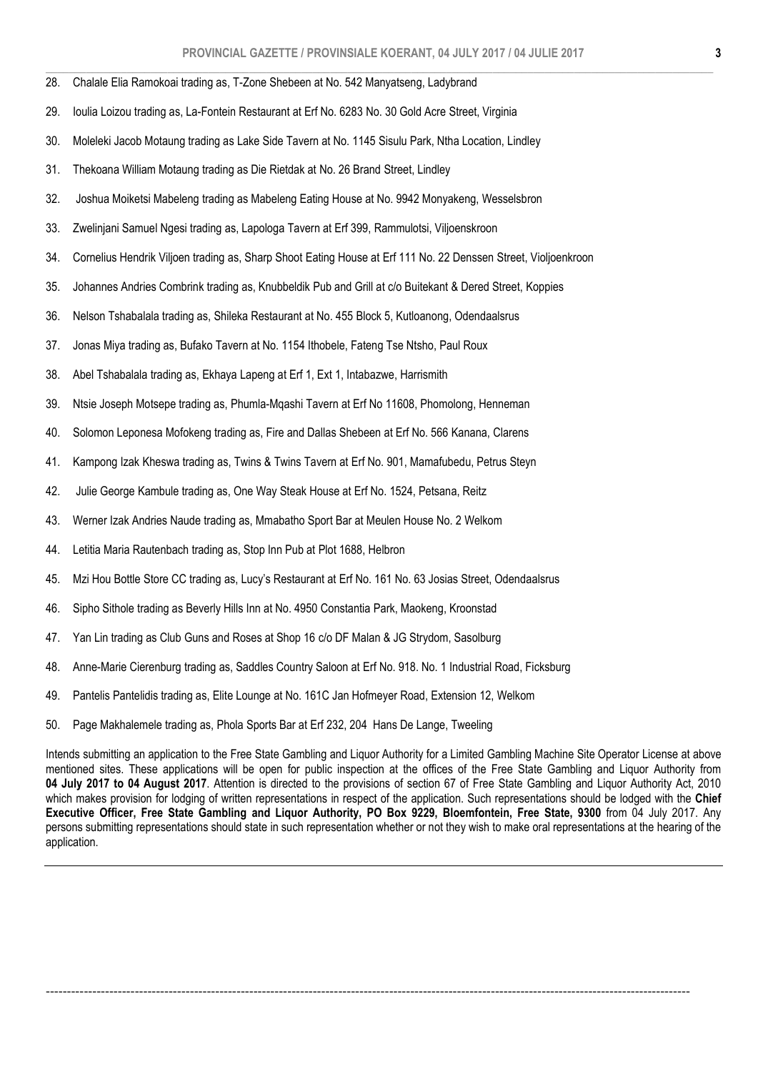28. Chalale Elia Ramokoai trading as, T-Zone Shebeen at No. 542 Manyatseng, Ladybrand
29. Ioulia Loizou trading as, La-Fontein Restaurant at Erf No. 6283 No. 30 Gold Acre Street, Virginia
30. Moleleki Jacob Motaung trading as Lake Side Tavern at No. 1145 Sisulu Park, Ntha Location, Lindley
31. Thekoana William Motaung trading as Die Rietdak at No. 26 Brand Street, Lindley
32. Joshua Moiketsi Mabeleng trading as Mabeleng Eating House at No. 9942 Monyakeng, Wesselsbron
33. Zwelinjani Samuel Ngesi trading as, Lapologa Tavern at Erf 399, Rammulotsi, Viljoenskroon
34. Cornelius Hendrik Viljoen trading as, Sharp Shoot Eating House at Erf 111 No. 22 Denssen Street, Violjoenkroon
35. Johannes Andries Combrink trading as, Knubbeldik Pub and Grill at c/o Buitekant & Dered Street, Koppies
36. Nelson Tshabalala trading as, Shileka Restaurant at No. 455 Block 5, Kutloanong, Odendaalsrus
37. Jonas Miya trading as, Bufako Tavern at No. 1154 Ithobele, Fateng Tse Ntsho, Paul Roux
38. Abel Tshabalala trading as, Ekhaya Lapeng at Erf 1, Ext 1, Intabazwe, Harrismith
39. Ntsie Joseph Motsepe trading as, Phumla-Mqashi Tavern at Erf No 11608, Phomolong, Henneman
40. Solomon Leponesa Mofokeng trading as, Fire and Dallas Shebeen at Erf No. 566 Kanana, Clarens
41. Kampong Izak Kheswa trading as, Twins & Twins Tavern at Erf No. 901, Mamafubedu, Petrus Steyn
42. Julie George Kambule trading as, One Way Steak House at Erf No. 1524, Petsana, Reitz
43. Werner Izak Andries Naude trading as, Mmabatho Sport Bar at Meulen House No. 2 Welkom
44. Letitia Maria Rautenbach trading as, Stop Inn Pub at Plot 1688, Helbron
45. Mzi Hou Bottle Store CC trading as, Lucy's Restaurant at Erf No. 161 No. 63 Josias Street, Odendaalsrus
46. Sipho Sithole trading as Beverly Hills Inn at No. 4950 Constantia Park, Maokeng, Kroonstad
47. Yan Lin trading as Club Guns and Roses at Shop 16 c/o DF Malan & JG Strydom, Sasolburg
48. Anne-Marie Cierenburg trading as, Saddles Country Saloon at Erf No. 918. No. 1 Industrial Road, Ficksburg
49. Pantelis Pantelidis trading as, Elite Lounge at No. 161C Jan Hofmeyer Road, Extension 12, Welkom
50. Page Makhalemele trading as, Phola Sports Bar at Erf 232, 204 Hans De Lange, Tweeling

Intends submitting an application to the Free State Gambling and Liquor Authority for a Limited Gambling Machine Site Operator License at above mentioned sites. These applications will be open for public inspection at the offices of the Free State Gambling and Liquor Authority from **04 July 2017 to 04 August 2017**. Attention is directed to the provisions of section 67 of Free State Gambling and Liquor Authority Act, 2010 which makes provision for lodging of written representations in respect of the application. Such representations should be lodged with the **Chief Executive Officer, Free State Gambling and Liquor Authority, PO Box 9229, Bloemfontein, Free State, 9300** from 04 July 2017. Any persons submitting representations should state in such representation whether or not they wish to make oral representations at the hearing of the application.

---